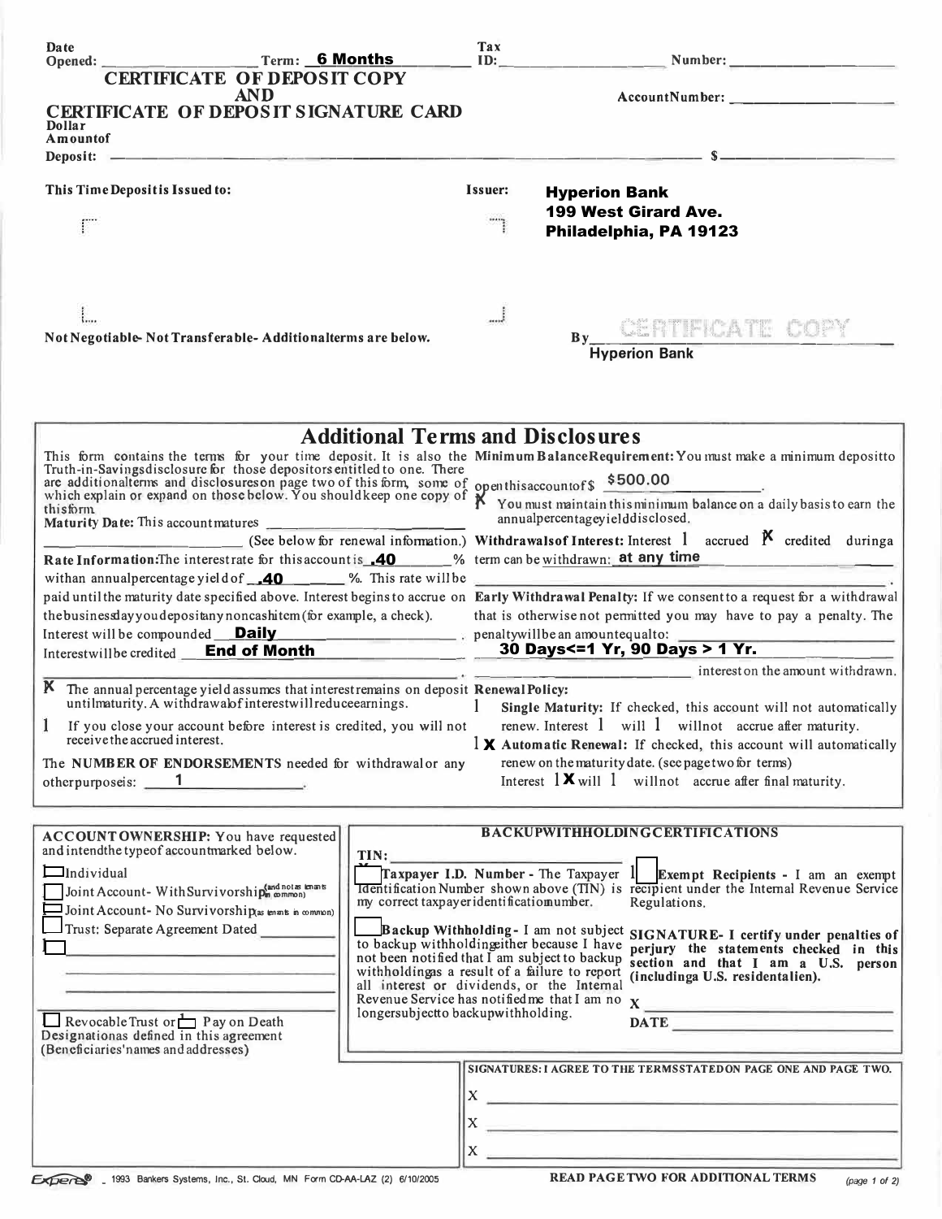Date Opened: ____________ Term: **6 Months** Tax ID: ____________ Number: ____________

# CERTIFICATE OF DEPOSIT COPY AND CERTIFICATE OF DEPOSIT SIGNATURE CARD

AccountNumber: ____________

Dollar Amountof Deposit: ———————————————— $ ____________

This Time Depositis Issued to:

Issuer: **Hyperion Bank**
**199 West Girard Ave.**
**Philadelphia, PA 19123**

Not Negotiable- Not Transferable- Additionalterms are below.

By CERTIFICATE COPY
**Hyperion Bank**

## Additional Terms and Disclosures

This form contains the terms for your time deposit. It is also the Truth-in-Savingsdisclosure for those depositors entitled to one. There are additionalterms and disclosureson page two of this form, some of which explain or expand on those below. You shouldkeep one copy of thisform.

**Maturity Date:** This account matures ____________ (See below for renewal information.)

**Rate Information:** The interestrate for thisaccount is **.40** % withan annualpercentage yield of **.40** %. This rate will be paid until the maturity date specified above. Interest begins to accrue on the business day you deposit any noncash item (for example, a check).

Interest will be compounded **Daily**

Interest will be credited **End of Month**

X The annual percentage yield assumes that interest remains on deposit until maturity. A withdrawal of interest will reduce earnings.

☐ If you close your account before interest is credited, you will not receive the accrued interest.

The **NUMBER OF ENDORSEMENTS** needed for withdrawal or any other purposes is: **1**

**Minimum Balance Requirement:** You must make a minimum deposit to open this account of $ **$500.00**.

X You must maintain this minimum balance on a daily basis to earn the annual percentage yield disclosed.

**Withdrawals of Interest:** Interest ☐ accrued X credited during a term can be withdrawn: **at any time**

**Early Withdrawal Penalty:** If we consent to a request for a withdrawal that is otherwise not permitted you may have to pay a penalty. The penalty will be an amount equal to: **30 Days<=1 Yr, 90 Days > 1 Yr.** interest on the amount withdrawn.

**Renewal Policy:**

☐ **Single Maturity:** If checked, this account will not automatically renew. Interest ☐ will ☐ will not accrue after maturity.

☐ **X Automatic Renewal:** If checked, this account will automatically renew on the maturity date. (see page two for terms) Interest ☐ **X** will ☐ will not accrue after final maturity.

---

**ACCOUNT OWNERSHIP:** You have requested and intend the type of account marked below.

- ☐ Individual
- ☐ Joint Account- With Survivorship (and not as tenants in common)
- ☐ Joint Account- No Survivorship (as tenants in common)
- ☐ Trust: Separate Agreement Dated ____________
- ☐ ____________

☐ Revocable Trust or ☐ Pay on Death Designation as defined in this agreement (Beneficiaries' names and addresses)

**BACKUP WITHHOLDING CERTIFICATIONS**

TIN: ____________

☐ **Taxpayer I.D. Number** - The Taxpayer Identification Number shown above (TIN) is my correct taxpayer identification number.

☐ **Backup Withholding** - I am not subject to backup withholding either because I have not been notified that I am subject to backup withholding as a result of a failure to report all interest or dividends, or the Internal Revenue Service has notified me that I am no longer subject to backup withholding.

☐ **Exempt Recipients** - I am an exempt recipient under the Internal Revenue Service Regulations.

**SIGNATURE- I certify under penalties of perjury the statements checked in this section and that I am a U.S. person (including a U.S. resident alien).**

X ____________

DATE ____________

**SIGNATURES: I AGREE TO THE TERMS STATED ON PAGE ONE AND PAGE TWO.**

X ____________

X ____________

X ____________

Expere® 1993 Bankers Systems, Inc., St. Cloud, MN Form CD-AA-LAZ (2) 6/10/2005

**READ PAGE TWO FOR ADDITIONAL TERMS**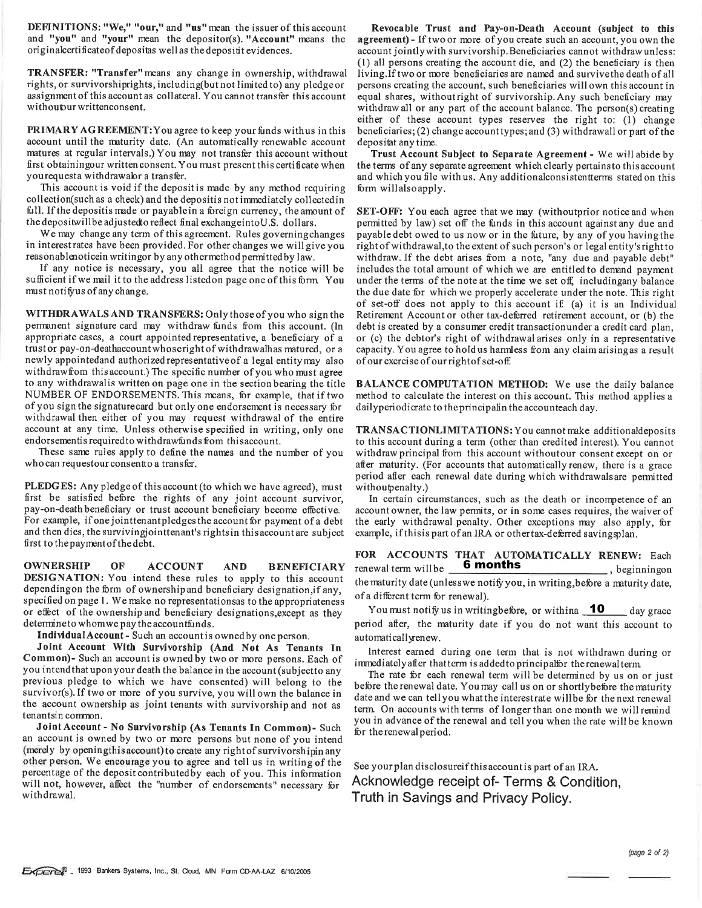**DEFINITIONS:** **"We," "our,"** and **"us"** mean the issuer of this account and **"you"** and **"your"** mean the depositor(s). **"Account"** means the original certificate of deposit as well as the deposit it evidences.

**TRANSFER:** **"Transfer"** means any change in ownership, withdrawal rights, or survivorship rights, including (but not limited to) any pledge or assignment of this account as collateral. You cannot transfer this account without our written consent.

**PRIMARY AGREEMENT:** You agree to keep your funds with us in this account until the maturity date. (An automatically renewable account matures at regular intervals.) You may not transfer this account without first obtaining our written consent. You must present this certificate when you request a withdrawal or a transfer.

This account is void if the deposit is made by any method requiring collection (such as a check) and the deposit is not immediately collected in full. If the deposit is made or payable in a foreign currency, the amount of the deposit will be adjusted to reflect final exchange into U.S. dollars.

We may change any term of this agreement. Rules governing changes in interest rates have been provided. For other changes we will give you reasonable notice in writing or by any other method permitted by law.

If any notice is necessary, you all agree that the notice will be sufficient if we mail it to the address listed on page one of this form. You must notify us of any change.

**WITHDRAWALS AND TRANSFERS:** Only those of you who sign the permanent signature card may withdraw funds from this account. (In appropriate cases, a court appointed representative, a beneficiary of a trust or pay-on-death account whose right of withdrawal has matured, or a newly appointed and authorized representative of a legal entity may also withdraw from this account.) The specific number of you who must agree to any withdrawal is written on page one in the section bearing the title NUMBER OF ENDORSEMENTS. This means, for example, that if two of you sign the signature card but only one endorsement is necessary for withdrawal then either of you may request withdrawal of the entire account at any time. Unless otherwise specified in writing, only one endorsement is required to withdraw funds from this account.

These same rules apply to define the names and the number of you who can request our consent to a transfer.

**PLEDGES:** Any pledge of this account (to which we have agreed), must first be satisfied before the rights of any joint account survivor, pay-on-death beneficiary or trust account beneficiary become effective. For example, if one joint tenant pledges the account for payment of a debt and then dies, the surviving joint tenant's rights in this account are subject first to the payment of the debt.

**OWNERSHIP OF ACCOUNT AND BENEFICIARY DESIGNATION:** You intend these rules to apply to this account depending on the form of ownership and beneficiary designation, if any, specified on page 1. We make no representations as to the appropriateness or effect of the ownership and beneficiary designations, except as they determine to whom we pay the account funds.

**Individual Account** - Such an account is owned by one person.

**Joint Account With Survivorship (And Not As Tenants In Common)** - Such an account is owned by two or more persons. Each of you intend that upon your death the balance in the account (subject to any previous pledge to which we have consented) will belong to the survivor(s). If two or more of you survive, you will own the balance in the account ownership as joint tenants with survivorship and not as tenants in common.

**Joint Account - No Survivorship (As Tenants In Common)** - Such an account is owned by two or more persons but none of you intend (merely by opening this account) to create any right of survivorship in any other person. We encourage you to agree and tell us in writing of the percentage of the deposit contributed by each of you. This information will not, however, affect the "number of endorsements" necessary for withdrawal.

**Revocable Trust and Pay-on-Death Account (subject to this agreement)** - If two or more of you create such an account, you own the account jointly with survivorship. Beneficiaries cannot withdraw unless: (1) all persons creating the account die, and (2) the beneficiary is then living. If two or more beneficiaries are named and survive the death of all persons creating the account, such beneficiaries will own this account in equal shares, without right of survivorship. Any such beneficiary may withdraw all or any part of the account balance. The person(s) creating either of these account types reserves the right to: (1) change beneficiaries; (2) change account types; and (3) withdraw all or part of the deposit at any time.

**Trust Account Subject to Separate Agreement** - We will abide by the terms of any separate agreement which clearly pertains to this account and which you file with us. Any additional consistent terms stated on this form will also apply.

**SET-OFF:** You each agree that we may (without prior notice and when permitted by law) set off the funds in this account against any due and payable debt owed to us now or in the future, by any of you having the right of withdrawal, to the extent of such person's or legal entity's right to withdraw. If the debt arises from a note, "any due and payable debt" includes the total amount of which we are entitled to demand payment under the terms of the note at the time we set off, including any balance the due date for which we properly accelerate under the note. This right of set-off does not apply to this account if: (a) it is an Individual Retirement Account or other tax-deferred retirement account, or (b) the debt is created by a consumer credit transaction under a credit card plan, or (c) the debtor's right of withdrawal arises only in a representative capacity. You agree to hold us harmless from any claim arising as a result of our exercise of our right of set-off.

**BALANCE COMPUTATION METHOD:** We use the daily balance method to calculate the interest on this account. This method applies a daily periodic rate to the principal in the account each day.

**TRANSACTION LIMITATIONS:** You cannot make additional deposits to this account during a term (other than credited interest). You cannot withdraw principal from this account without our consent except on or after maturity. (For accounts that automatically renew, there is a grace period after each renewal date during which withdrawals are permitted without penalty.)

In certain circumstances, such as the death or incompetence of an account owner, the law permits, or in some cases requires, the waiver of the early withdrawal penalty. Other exceptions may also apply, for example, if this is part of an IRA or other tax-deferred savings plan.

**FOR ACCOUNTS THAT AUTOMATICALLY RENEW:** Each renewal term will be **6 months**, beginning on the maturity date (unless we notify you, in writing, before a maturity date, of a different term for renewal).

You must notify us in writing before, or within a **10** day grace period after, the maturity date if you do not want this account to automatically renew.

Interest earned during one term that is not withdrawn during or immediately after that term is added to principal for the renewal term.

The rate for each renewal term will be determined by us on or just before the renewal date. You may call us on or shortly before the maturity date and we can tell you what the interest rate will be for the next renewal term. On accounts with terms of longer than one month we will remind you in advance of the renewal and tell you when the rate will be known for the renewal period.

See your plan disclosure if this account is part of an IRA.

Acknowledge receipt of- Terms & Condition, Truth in Savings and Privacy Policy.

Expere® - 1993 Bankers Systems, Inc., St. Cloud, MN Form CD-AA-LAZ 6/10/2005